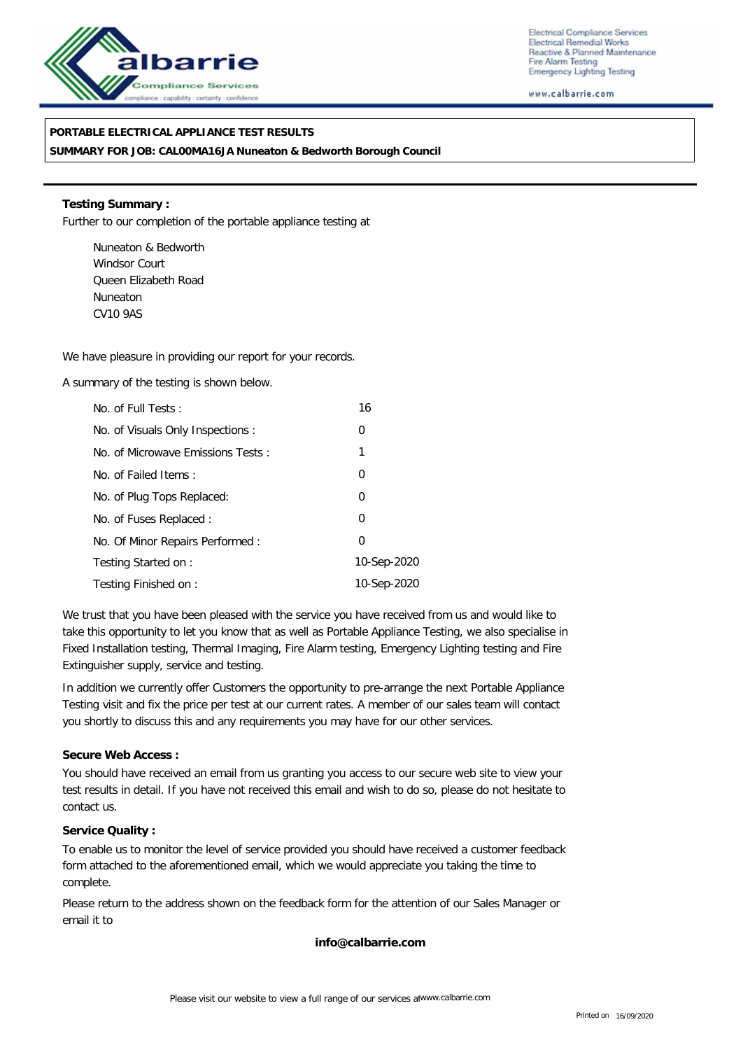albarrie

Compliance Services

compliance : capability : certainty : confidence

Electrical Compliance Services
Electrical Remedial Works
Reactive & Planned Maintenance
Fire Alarm Testing
Emergency Lighting Testing

www.calbarrie.com

**PORTABLE ELECTRICAL APPLIANCE TEST RESULTS**
**SUMMARY FOR JOB: CAL00MA16JA Nuneaton & Bedworth Borough Council**

**Testing Summary :**

Further to our completion of the portable appliance testing at

Nuneaton & Bedworth
Windsor Court
Queen Elizabeth Road
Nuneaton
CV10 9AS

We have pleasure in providing our report for your records.

A summary of the testing is shown below.

| | |
|---|---|
| No. of Full Tests : | 16 |
| No. of Visuals Only Inspections : | 0 |
| No. of Microwave Emissions Tests : | 1 |
| No. of Failed Items : | 0 |
| No. of Plug Tops Replaced: | 0 |
| No. of Fuses Replaced : | 0 |
| No. Of Minor Repairs Performed : | 0 |
| Testing Started on : | 10-Sep-2020 |
| Testing Finished on : | 10-Sep-2020 |

We trust that you have been pleased with the service you have received from us and would like to take this opportunity to let you know that as well as Portable Appliance Testing, we also specialise in Fixed Installation testing, Thermal Imaging, Fire Alarm testing, Emergency Lighting testing and Fire Extinguisher supply, service and testing.

In addition we currently offer Customers the opportunity to pre-arrange the next Portable Appliance Testing visit and fix the price per test at our current rates. A member of our sales team will contact you shortly to discuss this and any requirements you may have for our other services.

**Secure Web Access :**

You should have received an email from us granting you access to our secure web site to view your test results in detail. If you have not received this email and wish to do so, please do not hesitate to contact us.

**Service Quality :**

To enable us to monitor the level of service provided you should have received a customer feedback form attached to the aforementioned email, which we would appreciate you taking the time to complete.

Please return to the address shown on the feedback form for the attention of our Sales Manager or email it to

**info@calbarrie.com**

Please visit our website to view a full range of our services at www.calbarrie.com

Printed on 16/09/2020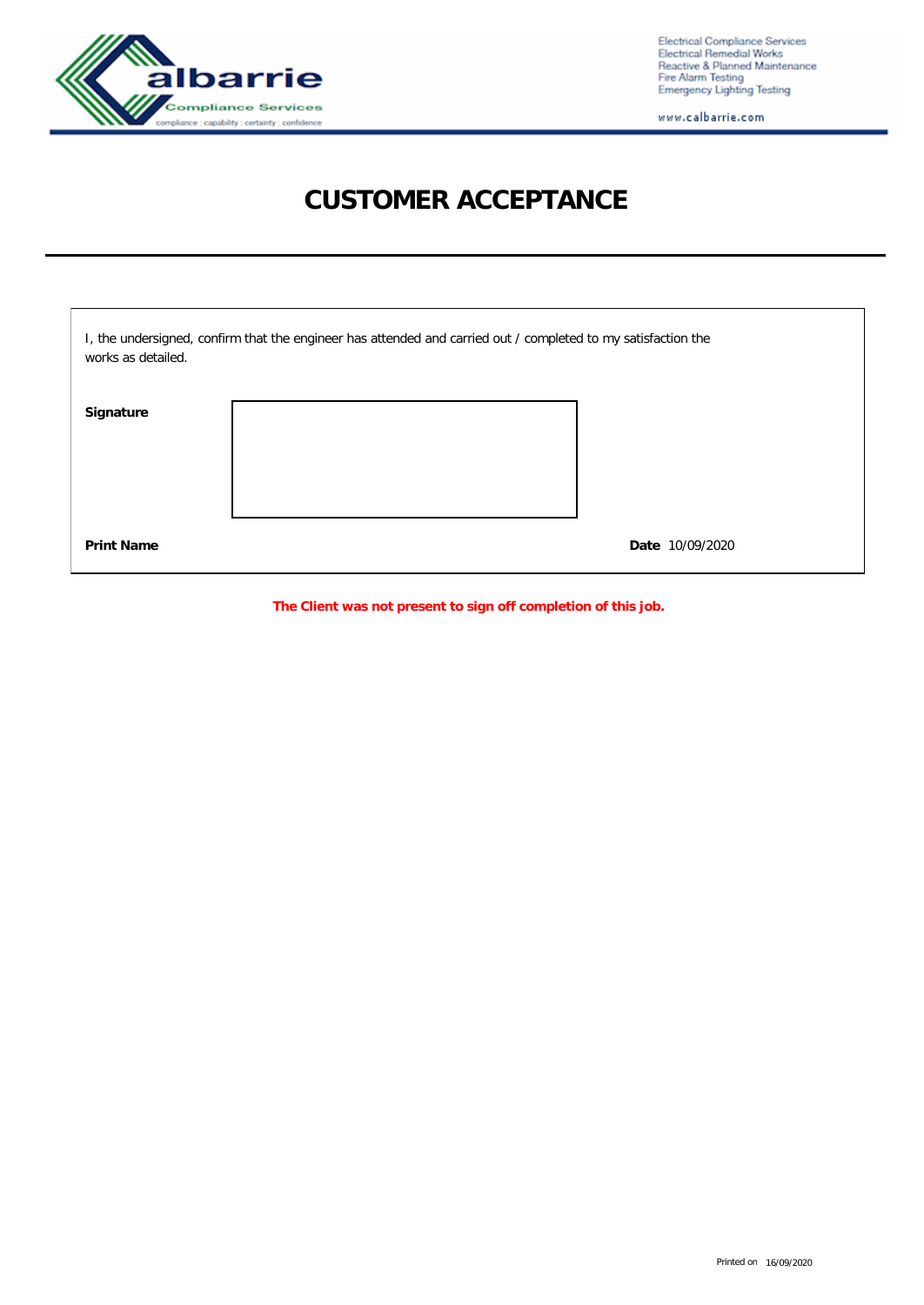Electrical Compliance Services
Electrical Remedial Works
Reactive & Planned Maintenance
Fire Alarm Testing
Emergency Lighting Testing

www.calbarrie.com

# CUSTOMER ACCEPTANCE

I, the undersigned, confirm that the engineer has attended and carried out / completed to my satisfaction the works as detailed.

**Signature**

**Print Name**

**Date** 10/09/2020

**The Client was not present to sign off completion of this job.**

Printed on 16/09/2020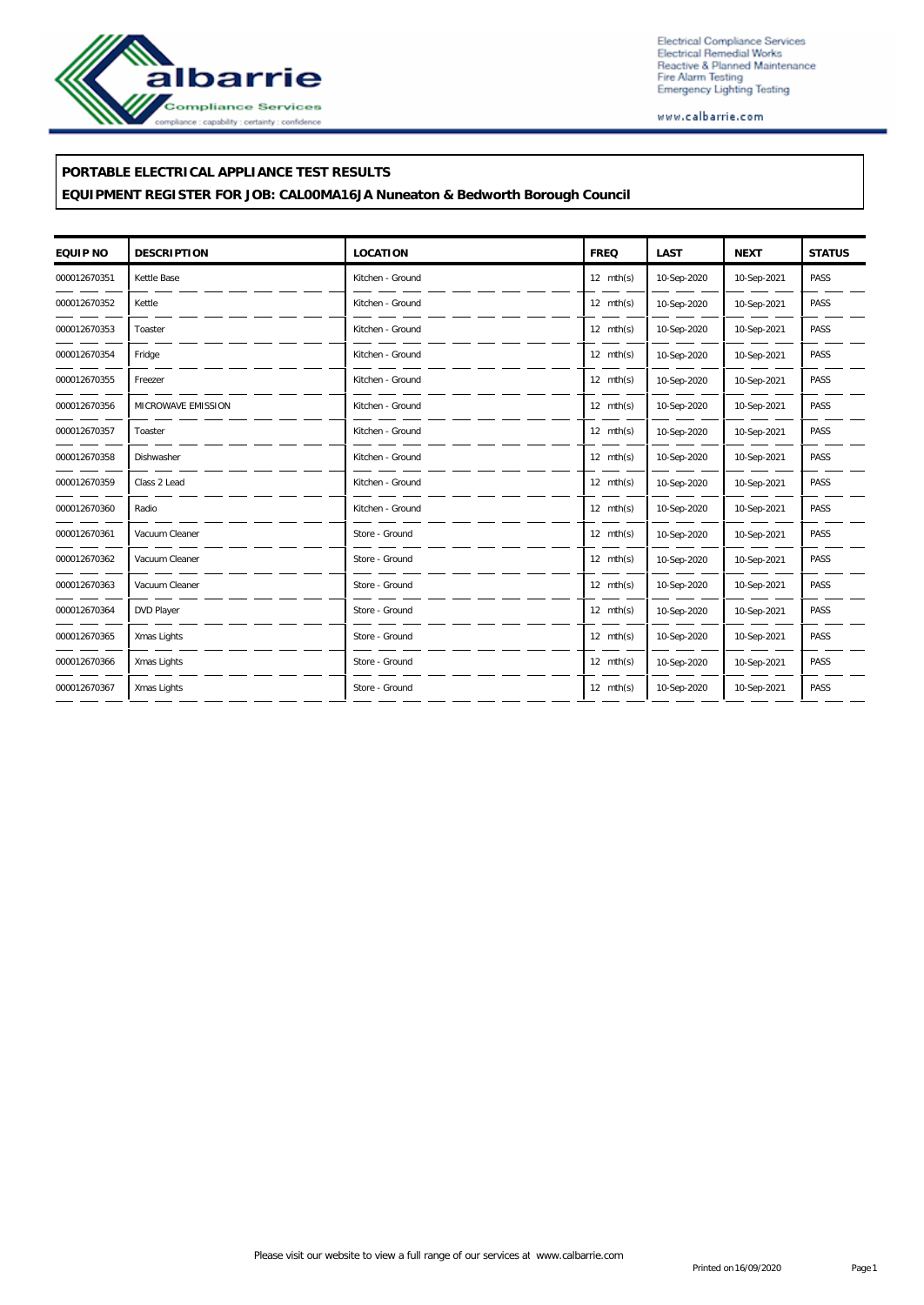**PORTABLE ELECTRICAL APPLIANCE TEST RESULTS**

**EQUIPMENT REGISTER FOR JOB: CAL00MA16JA Nuneaton & Bedworth Borough Council**

| EQUIP NO | DESCRIPTION | LOCATION | FREQ | LAST | NEXT | STATUS |
|---|---|---|---|---|---|---|
| 000012670351 | Kettle Base | Kitchen - Ground | 12 mth(s) | 10-Sep-2020 | 10-Sep-2021 | PASS |
| 000012670352 | Kettle | Kitchen - Ground | 12 mth(s) | 10-Sep-2020 | 10-Sep-2021 | PASS |
| 000012670353 | Toaster | Kitchen - Ground | 12 mth(s) | 10-Sep-2020 | 10-Sep-2021 | PASS |
| 000012670354 | Fridge | Kitchen - Ground | 12 mth(s) | 10-Sep-2020 | 10-Sep-2021 | PASS |
| 000012670355 | Freezer | Kitchen - Ground | 12 mth(s) | 10-Sep-2020 | 10-Sep-2021 | PASS |
| 000012670356 | MICROWAVE EMISSION | Kitchen - Ground | 12 mth(s) | 10-Sep-2020 | 10-Sep-2021 | PASS |
| 000012670357 | Toaster | Kitchen - Ground | 12 mth(s) | 10-Sep-2020 | 10-Sep-2021 | PASS |
| 000012670358 | Dishwasher | Kitchen - Ground | 12 mth(s) | 10-Sep-2020 | 10-Sep-2021 | PASS |
| 000012670359 | Class 2 Lead | Kitchen - Ground | 12 mth(s) | 10-Sep-2020 | 10-Sep-2021 | PASS |
| 000012670360 | Radio | Kitchen - Ground | 12 mth(s) | 10-Sep-2020 | 10-Sep-2021 | PASS |
| 000012670361 | Vacuum Cleaner | Store - Ground | 12 mth(s) | 10-Sep-2020 | 10-Sep-2021 | PASS |
| 000012670362 | Vacuum Cleaner | Store - Ground | 12 mth(s) | 10-Sep-2020 | 10-Sep-2021 | PASS |
| 000012670363 | Vacuum Cleaner | Store - Ground | 12 mth(s) | 10-Sep-2020 | 10-Sep-2021 | PASS |
| 000012670364 | DVD Player | Store - Ground | 12 mth(s) | 10-Sep-2020 | 10-Sep-2021 | PASS |
| 000012670365 | Xmas Lights | Store - Ground | 12 mth(s) | 10-Sep-2020 | 10-Sep-2021 | PASS |
| 000012670366 | Xmas Lights | Store - Ground | 12 mth(s) | 10-Sep-2020 | 10-Sep-2021 | PASS |
| 000012670367 | Xmas Lights | Store - Ground | 12 mth(s) | 10-Sep-2020 | 10-Sep-2021 | PASS |

Please visit our website to view a full range of our services at www.calbarrie.com

Printed on 16/09/2020